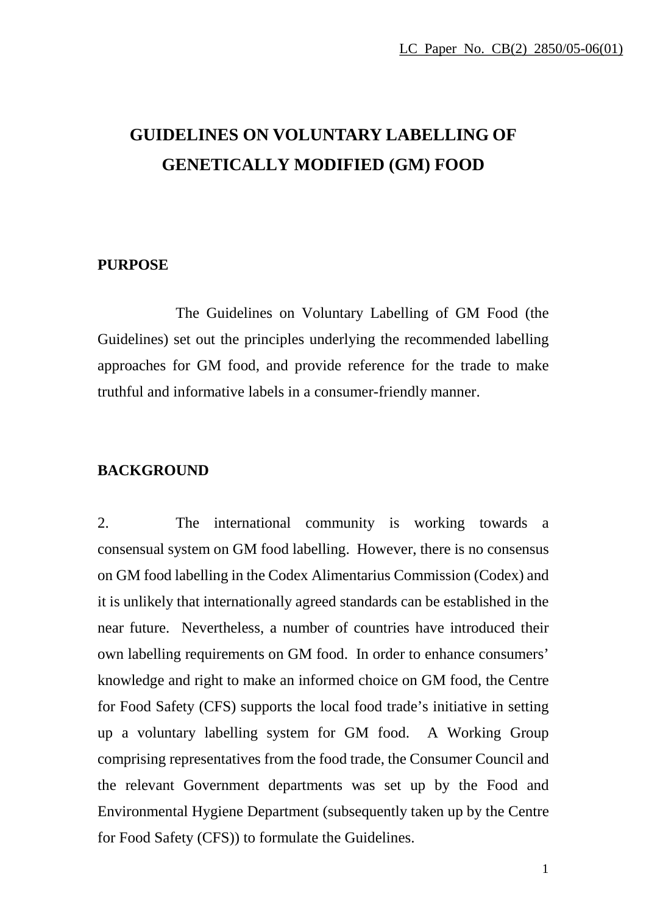LC Paper No. CB(2) 2850/05-06(01)

# GUIDELINES ON VOLUNTARY LABELLING OF GENETICALLY MODIFIED (GM) FOOD

## PURPOSE

The Guidelines on Voluntary Labelling of GM Food (the Guidelines) set out the principles underlying the recommended labelling approaches for GM food, and provide reference for the trade to make truthful and informative labels in a consumer-friendly manner.

## BACKGROUND

2. The international community is working towards a consensual system on GM food labelling. However, there is no consensus on GM food labelling in the Codex Alimentarius Commission (Codex) and it is unlikely that internationally agreed standards can be established in the near future. Nevertheless, a number of countries have introduced their own labelling requirements on GM food. In order to enhance consumers' knowledge and right to make an informed choice on GM food, the Centre for Food Safety (CFS) supports the local food trade's initiative in setting up a voluntary labelling system for GM food. A Working Group comprising representatives from the food trade, the Consumer Council and the relevant Government departments was set up by the Food and Environmental Hygiene Department (subsequently taken up by the Centre for Food Safety (CFS)) to formulate the Guidelines.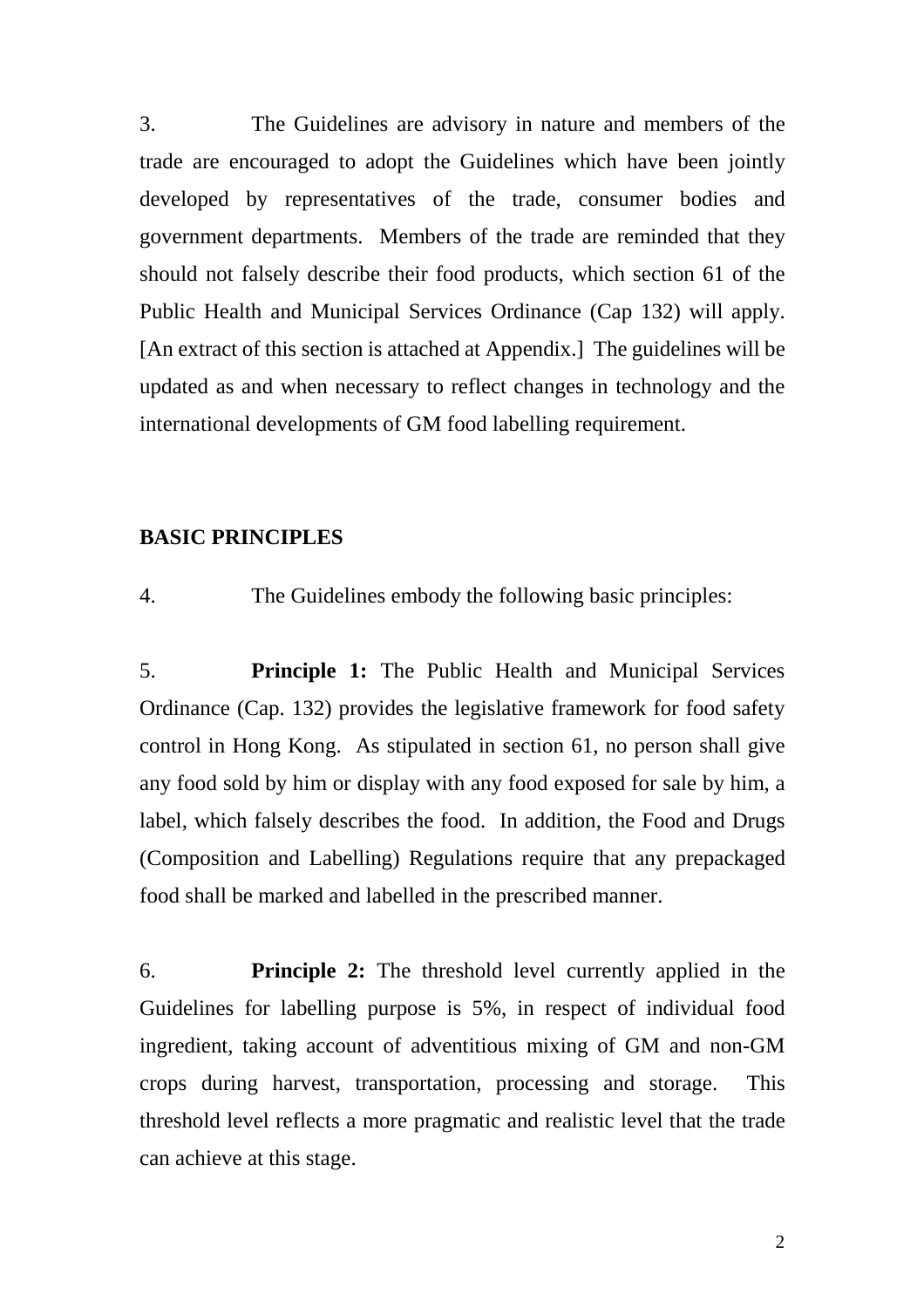3. The Guidelines are advisory in nature and members of the trade are encouraged to adopt the Guidelines which have been jointly developed by representatives of the trade, consumer bodies and government departments. Members of the trade are reminded that they should not falsely describe their food products, which section 61 of the Public Health and Municipal Services Ordinance (Cap 132) will apply. [An extract of this section is attached at Appendix.] The guidelines will be updated as and when necessary to reflect changes in technology and the international developments of GM food labelling requirement.

## BASIC PRINCIPLES

4. The Guidelines embody the following basic principles:

5. **Principle 1:** The Public Health and Municipal Services Ordinance (Cap. 132) provides the legislative framework for food safety control in Hong Kong. As stipulated in section 61, no person shall give any food sold by him or display with any food exposed for sale by him, a label, which falsely describes the food. In addition, the Food and Drugs (Composition and Labelling) Regulations require that any prepackaged food shall be marked and labelled in the prescribed manner.

6. **Principle 2:** The threshold level currently applied in the Guidelines for labelling purpose is 5%, in respect of individual food ingredient, taking account of adventitious mixing of GM and non-GM crops during harvest, transportation, processing and storage. This threshold level reflects a more pragmatic and realistic level that the trade can achieve at this stage.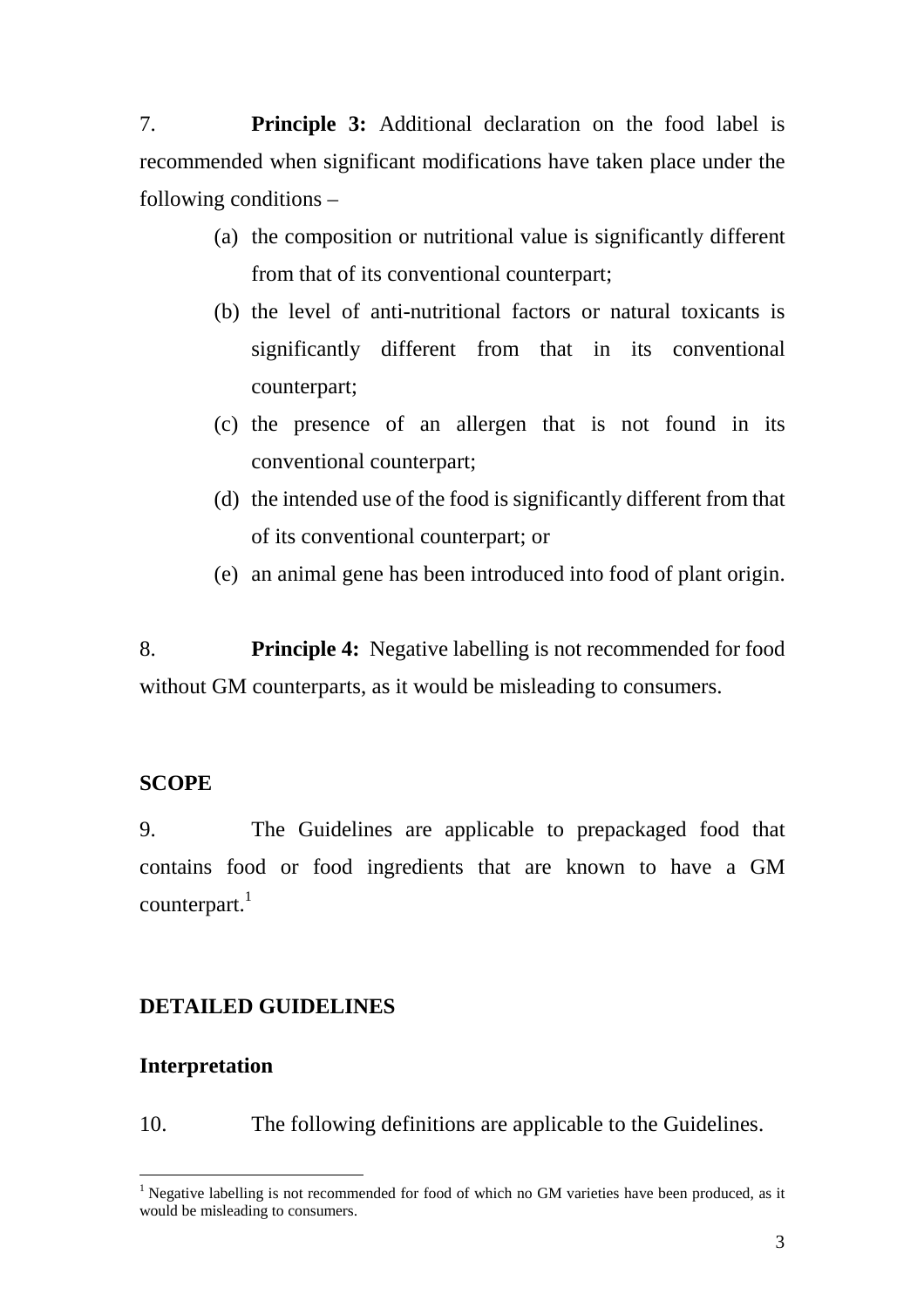7. **Principle 3:** Additional declaration on the food label is recommended when significant modifications have taken place under the following conditions –

(a) the composition or nutritional value is significantly different from that of its conventional counterpart;

(b) the level of anti-nutritional factors or natural toxicants is significantly different from that in its conventional counterpart;

(c) the presence of an allergen that is not found in its conventional counterpart;

(d) the intended use of the food is significantly different from that of its conventional counterpart; or

(e) an animal gene has been introduced into food of plant origin.

8. **Principle 4:** Negative labelling is not recommended for food without GM counterparts, as it would be misleading to consumers.

## SCOPE

9. The Guidelines are applicable to prepackaged food that contains food or food ingredients that are known to have a GM counterpart.[1]

## DETAILED GUIDELINES

### Interpretation

10. The following definitions are applicable to the Guidelines.

---

[1] Negative labelling is not recommended for food of which no GM varieties have been produced, as it would be misleading to consumers.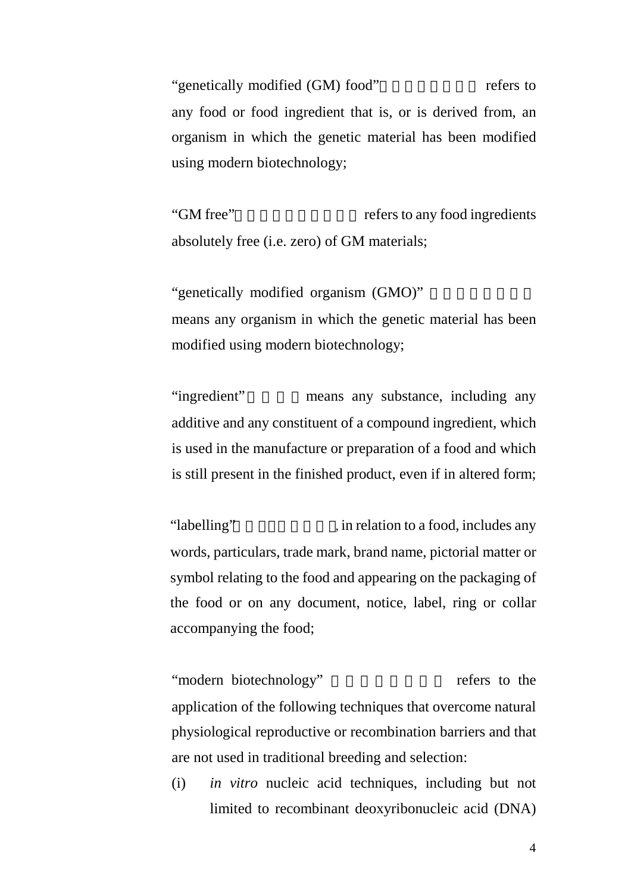"genetically modified (GM) food" refers to any food or food ingredient that is, or is derived from, an organism in which the genetic material has been modified using modern biotechnology;

"GM free" refers to any food ingredients absolutely free (i.e. zero) of GM materials;

"genetically modified organism (GMO)" means any organism in which the genetic material has been modified using modern biotechnology;

"ingredient" means any substance, including any additive and any constituent of a compound ingredient, which is used in the manufacture or preparation of a food and which is still present in the finished product, even if in altered form;

"labelling", in relation to a food, includes any words, particulars, trade mark, brand name, pictorial matter or symbol relating to the food and appearing on the packaging of the food or on any document, notice, label, ring or collar accompanying the food;

"modern biotechnology" refers to the application of the following techniques that overcome natural physiological reproductive or recombination barriers and that are not used in traditional breeding and selection:

(i) *in vitro* nucleic acid techniques, including but not limited to recombinant deoxyribonucleic acid (DNA)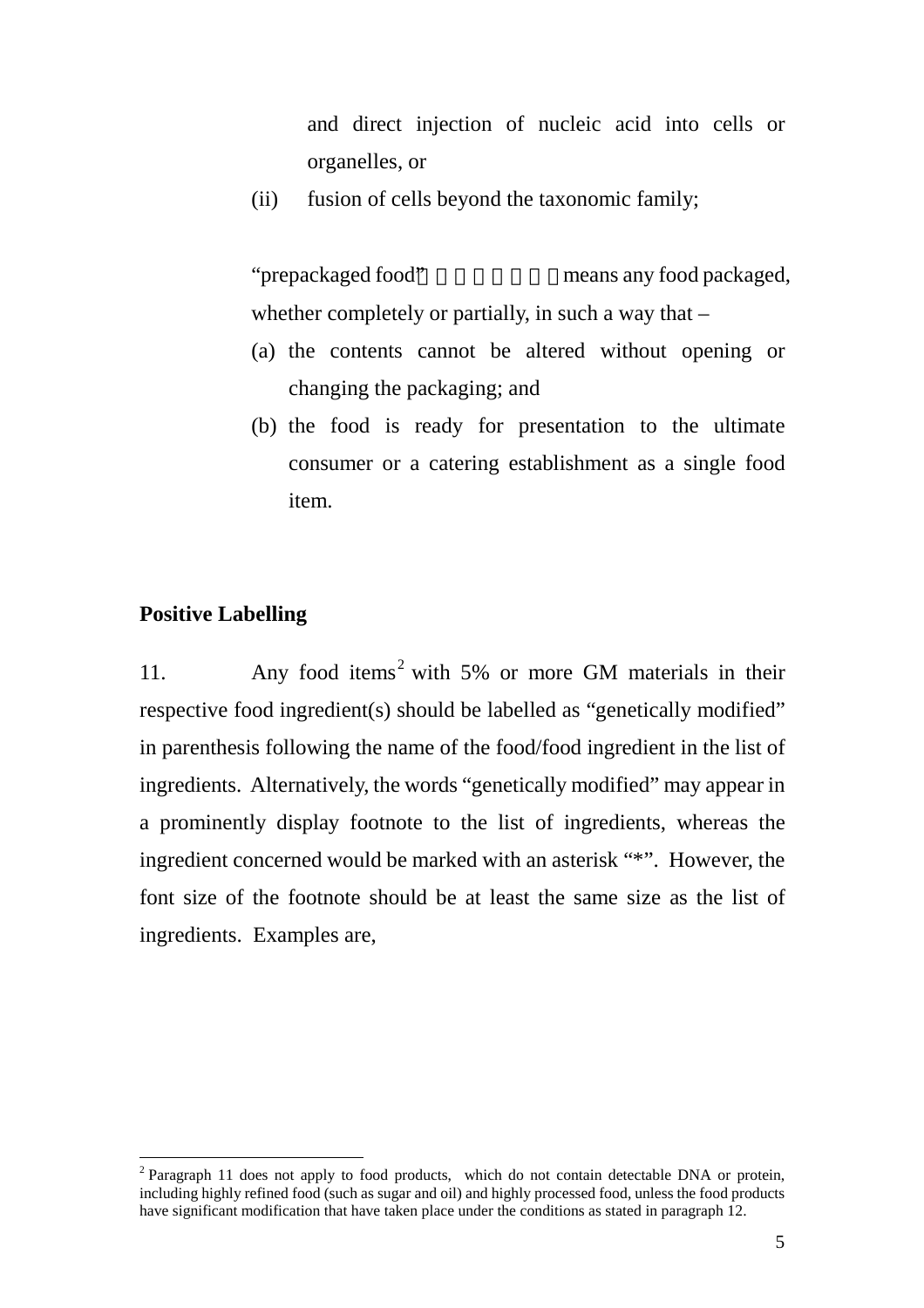and direct injection of nucleic acid into cells or organelles, or

(ii) fusion of cells beyond the taxonomic family;

"prepackaged food" means any food packaged, whether completely or partially, in such a way that –

(a) the contents cannot be altered without opening or changing the packaging; and
(b) the food is ready for presentation to the ultimate consumer or a catering establishment as a single food item.

**Positive Labelling**

11. Any food items[2] with 5% or more GM materials in their respective food ingredient(s) should be labelled as "genetically modified" in parenthesis following the name of the food/food ingredient in the list of ingredients. Alternatively, the words "genetically modified" may appear in a prominently display footnote to the list of ingredients, whereas the ingredient concerned would be marked with an asterisk "*". However, the font size of the footnote should be at least the same size as the list of ingredients. Examples are,

---

[2] Paragraph 11 does not apply to food products, which do not contain detectable DNA or protein, including highly refined food (such as sugar and oil) and highly processed food, unless the food products have significant modification that have taken place under the conditions as stated in paragraph 12.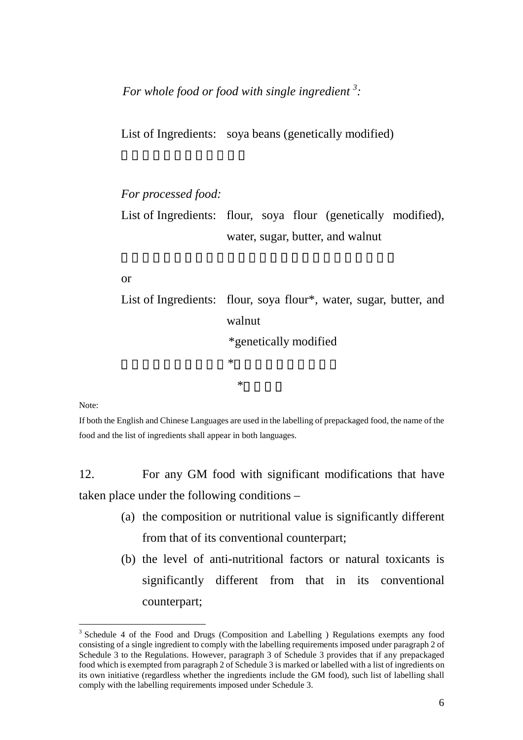*For whole food or food with single ingredient [3]:*

List of Ingredients: soya beans (genetically modified)

*For processed food:*

List of Ingredients: flour, soya flour (genetically modified), water, sugar, butter, and walnut

or

List of Ingredients: flour, soya flour*, water, sugar, butter, and walnut

*genetically modified

Note:

If both the English and Chinese Languages are used in the labelling of prepackaged food, the name of the food and the list of ingredients shall appear in both languages.

12. For any GM food with significant modifications that have taken place under the following conditions –

(a) the composition or nutritional value is significantly different from that of its conventional counterpart;

(b) the level of anti-nutritional factors or natural toxicants is significantly different from that in its conventional counterpart;

---

[3] Schedule 4 of the Food and Drugs (Composition and Labelling ) Regulations exempts any food consisting of a single ingredient to comply with the labelling requirements imposed under paragraph 2 of Schedule 3 to the Regulations. However, paragraph 3 of Schedule 3 provides that if any prepackaged food which is exempted from paragraph 2 of Schedule 3 is marked or labelled with a list of ingredients on its own initiative (regardless whether the ingredients include the GM food), such list of labelling shall comply with the labelling requirements imposed under Schedule 3.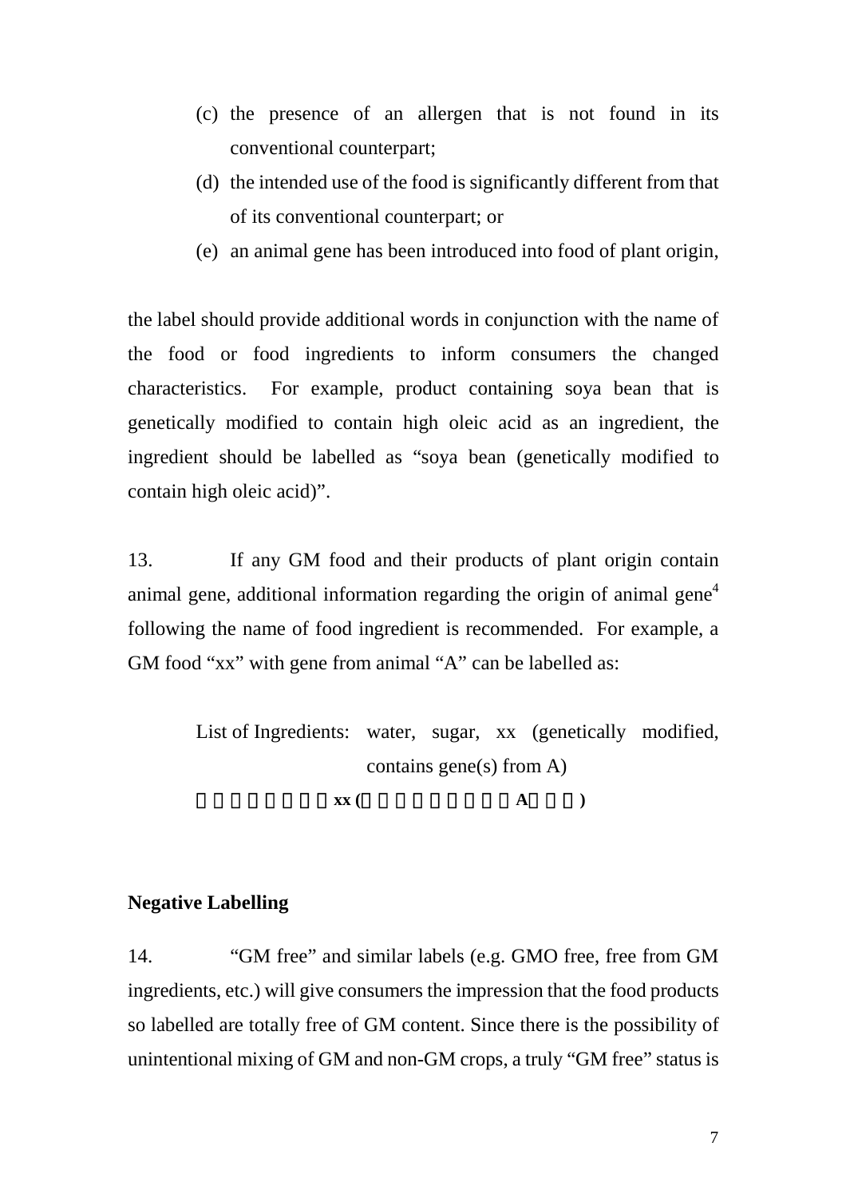(c) the presence of an allergen that is not found in its conventional counterpart;

(d) the intended use of the food is significantly different from that of its conventional counterpart; or

(e) an animal gene has been introduced into food of plant origin,

the label should provide additional words in conjunction with the name of the food or food ingredients to inform consumers the changed characteristics. For example, product containing soya bean that is genetically modified to contain high oleic acid as an ingredient, the ingredient should be labelled as "soya bean (genetically modified to contain high oleic acid)".

13. If any GM food and their products of plant origin contain animal gene, additional information regarding the origin of animal gene[4] following the name of food ingredient is recommended. For example, a GM food "xx" with gene from animal "A" can be labelled as:

> List of Ingredients: water, sugar, xx (genetically modified, contains gene(s) from A)
>
> **xx (A)**

## Negative Labelling

14. "GM free" and similar labels (e.g. GMO free, free from GM ingredients, etc.) will give consumers the impression that the food products so labelled are totally free of GM content. Since there is the possibility of unintentional mixing of GM and non-GM crops, a truly "GM free" status is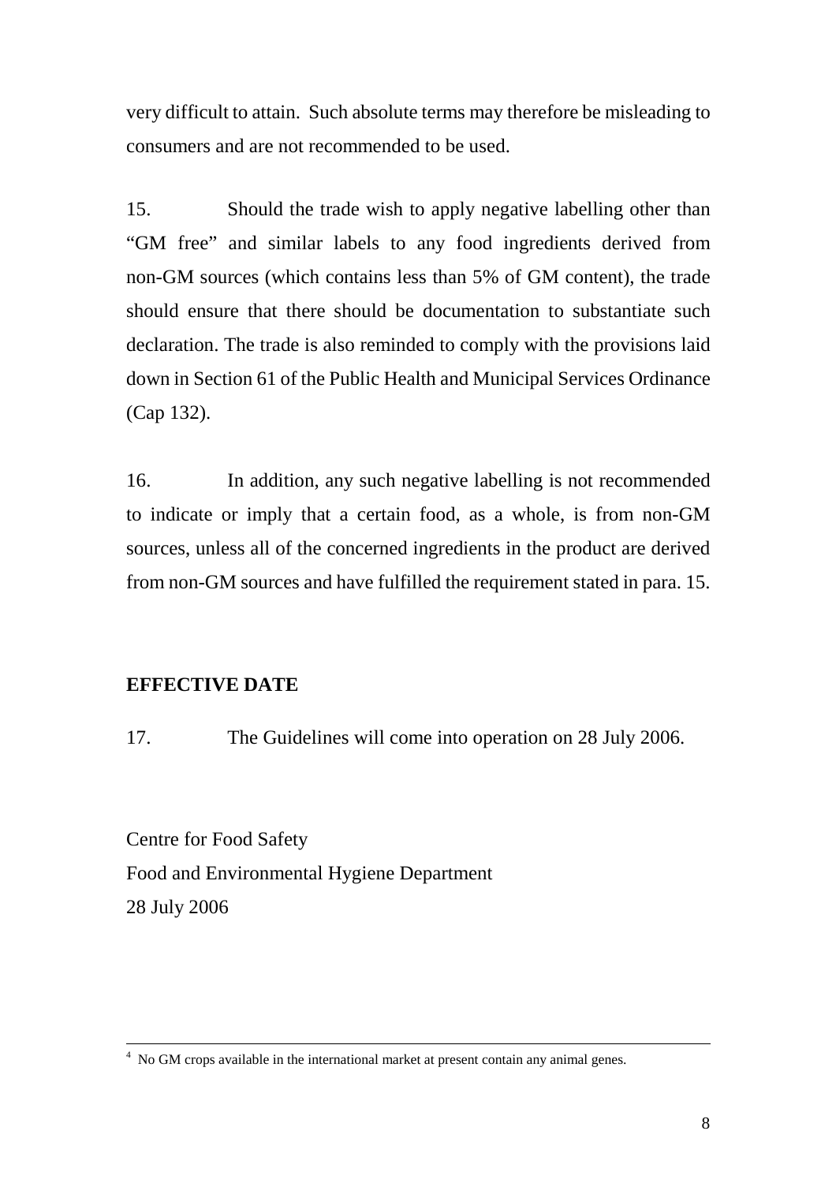very difficult to attain. Such absolute terms may therefore be misleading to consumers and are not recommended to be used.

15. Should the trade wish to apply negative labelling other than "GM free" and similar labels to any food ingredients derived from non-GM sources (which contains less than 5% of GM content), the trade should ensure that there should be documentation to substantiate such declaration. The trade is also reminded to comply with the provisions laid down in Section 61 of the Public Health and Municipal Services Ordinance (Cap 132).

16. In addition, any such negative labelling is not recommended to indicate or imply that a certain food, as a whole, is from non-GM sources, unless all of the concerned ingredients in the product are derived from non-GM sources and have fulfilled the requirement stated in para. 15.

## EFFECTIVE DATE

17. The Guidelines will come into operation on 28 July 2006.

Centre for Food Safety
Food and Environmental Hygiene Department
28 July 2006

---

[4] No GM crops available in the international market at present contain any animal genes.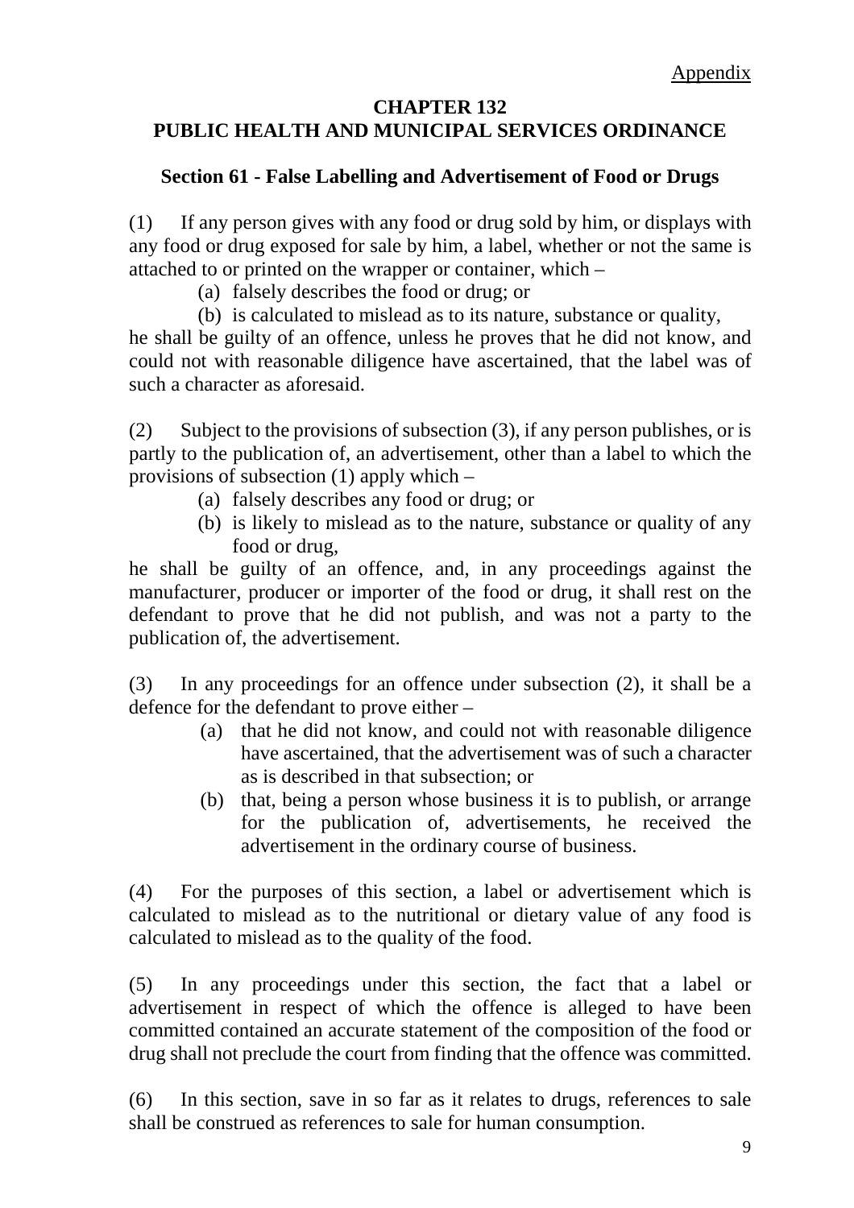Appendix

**CHAPTER 132**
**PUBLIC HEALTH AND MUNICIPAL SERVICES ORDINANCE**

**Section 61 - False Labelling and Advertisement of Food or Drugs**

(1) If any person gives with any food or drug sold by him, or displays with any food or drug exposed for sale by him, a label, whether or not the same is attached to or printed on the wrapper or container, which –

(a) falsely describes the food or drug; or

(b) is calculated to mislead as to its nature, substance or quality,

he shall be guilty of an offence, unless he proves that he did not know, and could not with reasonable diligence have ascertained, that the label was of such a character as aforesaid.

(2) Subject to the provisions of subsection (3), if any person publishes, or is partly to the publication of, an advertisement, other than a label to which the provisions of subsection (1) apply which –

(a) falsely describes any food or drug; or

(b) is likely to mislead as to the nature, substance or quality of any food or drug,

he shall be guilty of an offence, and, in any proceedings against the manufacturer, producer or importer of the food or drug, it shall rest on the defendant to prove that he did not publish, and was not a party to the publication of, the advertisement.

(3) In any proceedings for an offence under subsection (2), it shall be a defence for the defendant to prove either –

(a) that he did not know, and could not with reasonable diligence have ascertained, that the advertisement was of such a character as is described in that subsection; or

(b) that, being a person whose business it is to publish, or arrange for the publication of, advertisements, he received the advertisement in the ordinary course of business.

(4) For the purposes of this section, a label or advertisement which is calculated to mislead as to the nutritional or dietary value of any food is calculated to mislead as to the quality of the food.

(5) In any proceedings under this section, the fact that a label or advertisement in respect of which the offence is alleged to have been committed contained an accurate statement of the composition of the food or drug shall not preclude the court from finding that the offence was committed.

(6) In this section, save in so far as it relates to drugs, references to sale shall be construed as references to sale for human consumption.